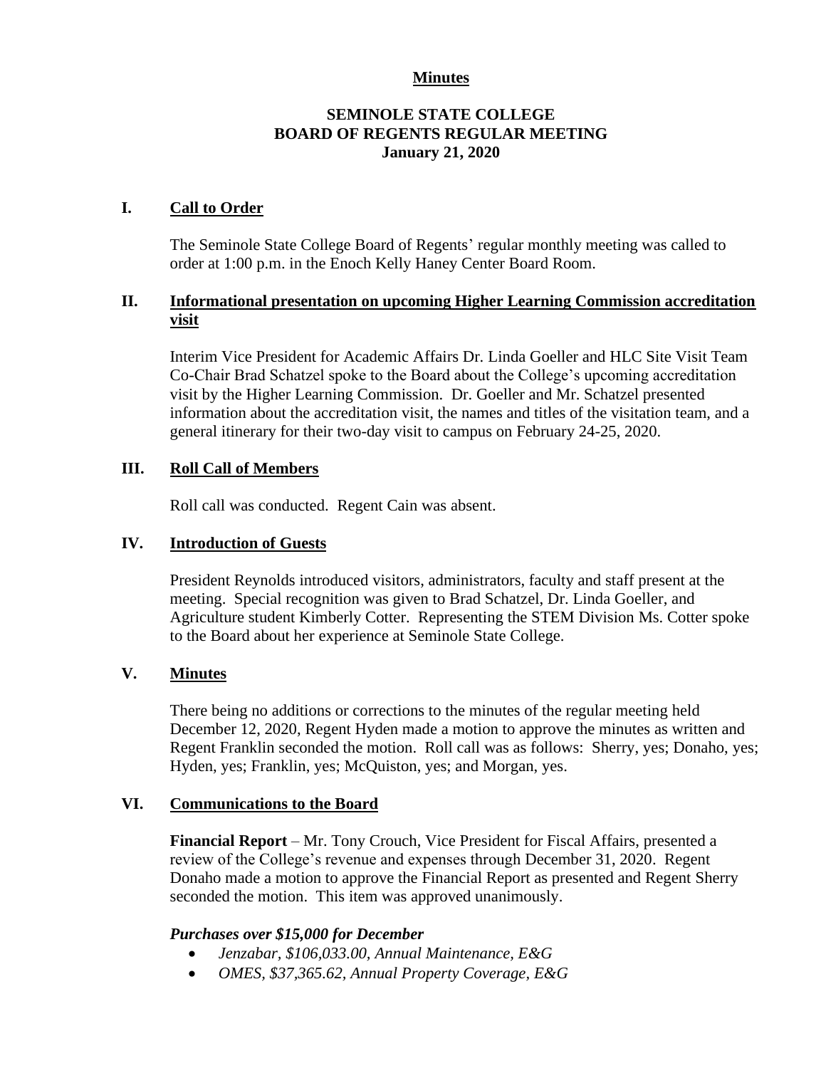**Minutes**

# SEMINOLE STATE COLLEGE
# BOARD OF REGENTS REGULAR MEETING
# January 21, 2020

## I. Call to Order

The Seminole State College Board of Regents' regular monthly meeting was called to order at 1:00 p.m. in the Enoch Kelly Haney Center Board Room.

## II. Informational presentation on upcoming Higher Learning Commission accreditation visit

Interim Vice President for Academic Affairs Dr. Linda Goeller and HLC Site Visit Team Co-Chair Brad Schatzel spoke to the Board about the College's upcoming accreditation visit by the Higher Learning Commission. Dr. Goeller and Mr. Schatzel presented information about the accreditation visit, the names and titles of the visitation team, and a general itinerary for their two-day visit to campus on February 24-25, 2020.

## III. Roll Call of Members

Roll call was conducted. Regent Cain was absent.

## IV. Introduction of Guests

President Reynolds introduced visitors, administrators, faculty and staff present at the meeting. Special recognition was given to Brad Schatzel, Dr. Linda Goeller, and Agriculture student Kimberly Cotter. Representing the STEM Division Ms. Cotter spoke to the Board about her experience at Seminole State College.

## V. Minutes

There being no additions or corrections to the minutes of the regular meeting held December 12, 2020, Regent Hyden made a motion to approve the minutes as written and Regent Franklin seconded the motion. Roll call was as follows: Sherry, yes; Donaho, yes; Hyden, yes; Franklin, yes; McQuiston, yes; and Morgan, yes.

## VI. Communications to the Board

**Financial Report** – Mr. Tony Crouch, Vice President for Fiscal Affairs, presented a review of the College's revenue and expenses through December 31, 2020. Regent Donaho made a motion to approve the Financial Report as presented and Regent Sherry seconded the motion. This item was approved unanimously.

***Purchases over $15,000 for December***

- *Jenzabar, $106,033.00, Annual Maintenance, E&G*
- *OMES, $37,365.62, Annual Property Coverage, E&G*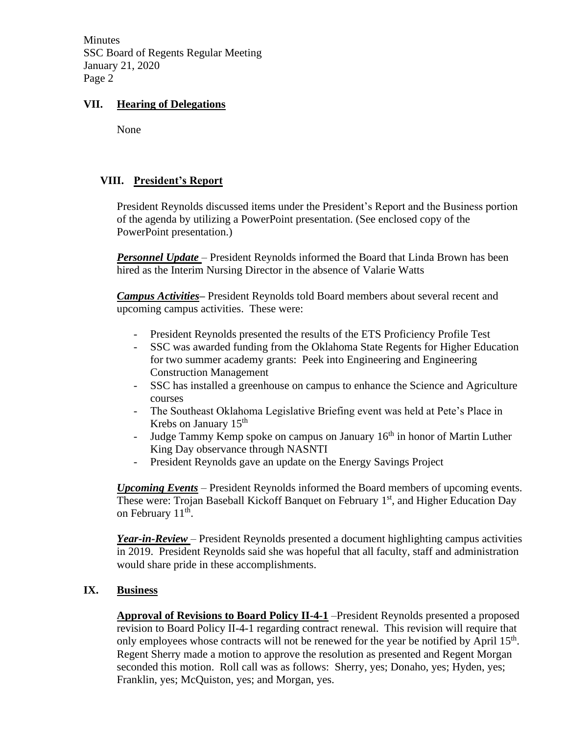## VII. Hearing of Delegations

None

## VIII. President's Report

President Reynolds discussed items under the President's Report and the Business portion of the agenda by utilizing a PowerPoint presentation. (See enclosed copy of the PowerPoint presentation.)

***Personnel Update*** – President Reynolds informed the Board that Linda Brown has been hired as the Interim Nursing Director in the absence of Valarie Watts

***Campus Activities*** – President Reynolds told Board members about several recent and upcoming campus activities. These were:

- President Reynolds presented the results of the ETS Proficiency Profile Test
- SSC was awarded funding from the Oklahoma State Regents for Higher Education for two summer academy grants: Peek into Engineering and Engineering Construction Management
- SSC has installed a greenhouse on campus to enhance the Science and Agriculture courses
- The Southeast Oklahoma Legislative Briefing event was held at Pete's Place in Krebs on January 15th
- Judge Tammy Kemp spoke on campus on January 16th in honor of Martin Luther King Day observance through NASNTI
- President Reynolds gave an update on the Energy Savings Project

***Upcoming Events*** – President Reynolds informed the Board members of upcoming events. These were: Trojan Baseball Kickoff Banquet on February 1st, and Higher Education Day on February 11th.

***Year-in-Review*** – President Reynolds presented a document highlighting campus activities in 2019. President Reynolds said she was hopeful that all faculty, staff and administration would share pride in these accomplishments.

## IX. Business

**Approval of Revisions to Board Policy II-4-1** –President Reynolds presented a proposed revision to Board Policy II-4-1 regarding contract renewal. This revision will require that only employees whose contracts will not be renewed for the year be notified by April 15th. Regent Sherry made a motion to approve the resolution as presented and Regent Morgan seconded this motion. Roll call was as follows: Sherry, yes; Donaho, yes; Hyden, yes; Franklin, yes; McQuiston, yes; and Morgan, yes.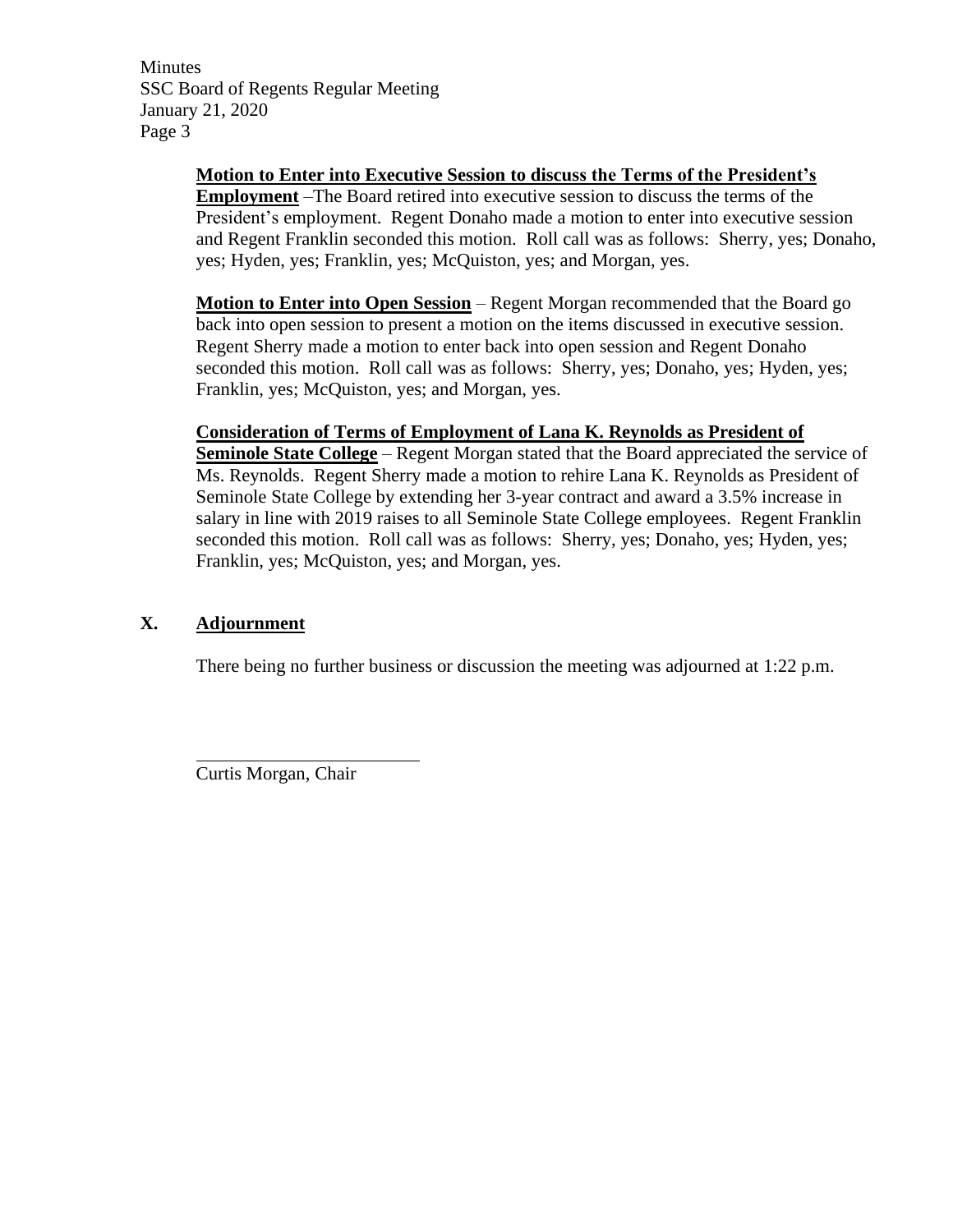**Motion to Enter into Executive Session to discuss the Terms of the President's Employment** –The Board retired into executive session to discuss the terms of the President's employment. Regent Donaho made a motion to enter into executive session and Regent Franklin seconded this motion. Roll call was as follows: Sherry, yes; Donaho, yes; Hyden, yes; Franklin, yes; McQuiston, yes; and Morgan, yes.

**Motion to Enter into Open Session** – Regent Morgan recommended that the Board go back into open session to present a motion on the items discussed in executive session. Regent Sherry made a motion to enter back into open session and Regent Donaho seconded this motion. Roll call was as follows: Sherry, yes; Donaho, yes; Hyden, yes; Franklin, yes; McQuiston, yes; and Morgan, yes.

**Consideration of Terms of Employment of Lana K. Reynolds as President of Seminole State College** – Regent Morgan stated that the Board appreciated the service of Ms. Reynolds. Regent Sherry made a motion to rehire Lana K. Reynolds as President of Seminole State College by extending her 3-year contract and award a 3.5% increase in salary in line with 2019 raises to all Seminole State College employees. Regent Franklin seconded this motion. Roll call was as follows: Sherry, yes; Donaho, yes; Hyden, yes; Franklin, yes; McQuiston, yes; and Morgan, yes.

## X. Adjournment

There being no further business or discussion the meeting was adjourned at 1:22 p.m.

_________________________
Curtis Morgan, Chair